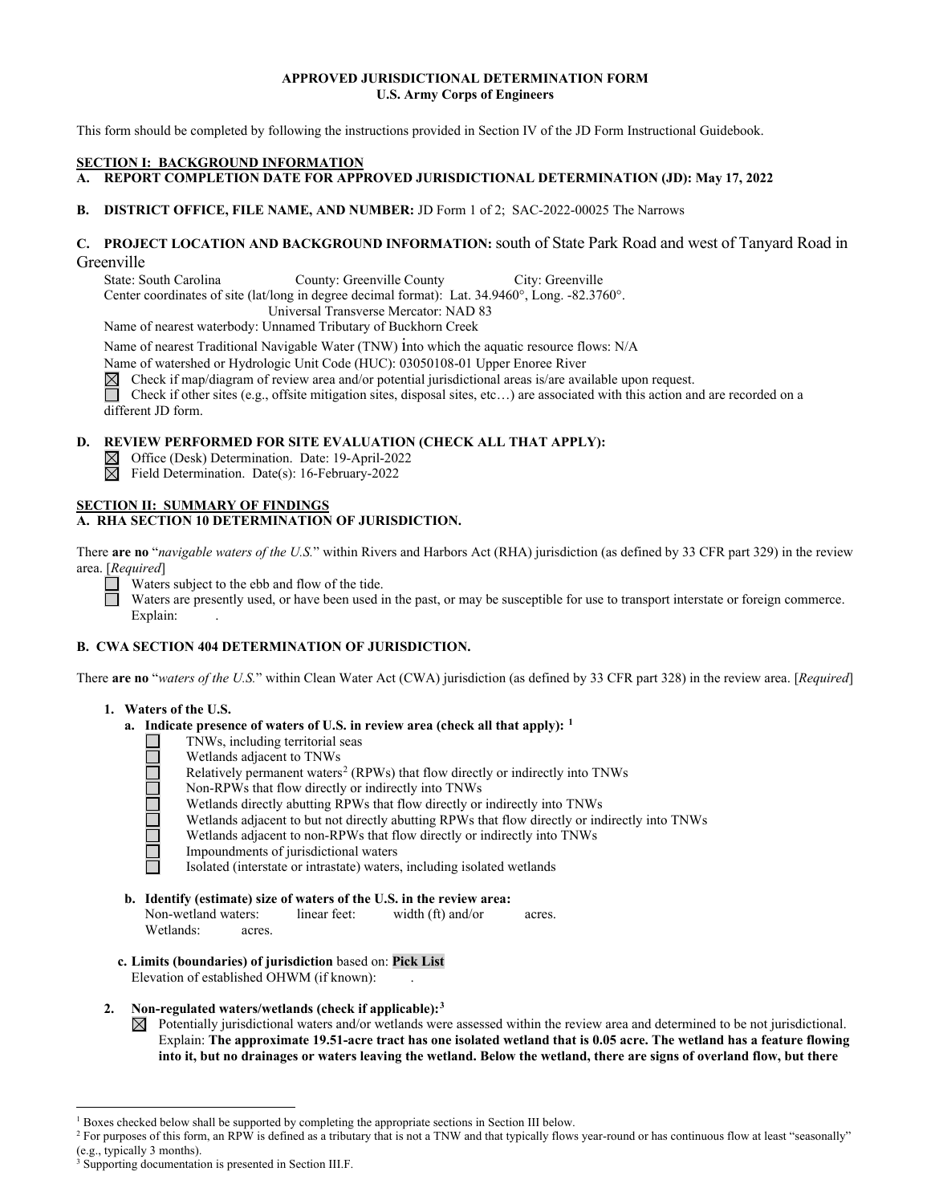**APPROVED JURISDICTIONAL DETERMINATION FORM**
**U.S. Army Corps of Engineers**

This form should be completed by following the instructions provided in Section IV of the JD Form Instructional Guidebook.

## SECTION I: BACKGROUND INFORMATION

**A. REPORT COMPLETION DATE FOR APPROVED JURISDICTIONAL DETERMINATION (JD): May 17, 2022**

**B. DISTRICT OFFICE, FILE NAME, AND NUMBER:** JD Form 1 of 2; SAC-2022-00025 The Narrows

**C. PROJECT LOCATION AND BACKGROUND INFORMATION:** south of State Park Road and west of Tanyard Road in Greenville

State: South Carolina County: Greenville County City: Greenville
Center coordinates of site (lat/long in degree decimal format): Lat. 34.9460°, Long. -82.3760°.
Universal Transverse Mercator: NAD 83
Name of nearest waterbody: Unnamed Tributary of Buckhorn Creek

Name of nearest Traditional Navigable Water (TNW) into which the aquatic resource flows: N/A
Name of watershed or Hydrologic Unit Code (HUC): 03050108-01 Upper Enoree River

☒ Check if map/diagram of review area and/or potential jurisdictional areas is/are available upon request.
☐ Check if other sites (e.g., offsite mitigation sites, disposal sites, etc…) are associated with this action and are recorded on a different JD form.

**D. REVIEW PERFORMED FOR SITE EVALUATION (CHECK ALL THAT APPLY):**

☒ Office (Desk) Determination. Date: 19-April-2022
☒ Field Determination. Date(s): 16-February-2022

## SECTION II: SUMMARY OF FINDINGS

**A. RHA SECTION 10 DETERMINATION OF JURISDICTION.**

There **are no** "*navigable waters of the U.S.*" within Rivers and Harbors Act (RHA) jurisdiction (as defined by 33 CFR part 329) in the review area. [*Required*]

☐ Waters subject to the ebb and flow of the tide.
☐ Waters are presently used, or have been used in the past, or may be susceptible for use to transport interstate or foreign commerce. Explain: .

**B. CWA SECTION 404 DETERMINATION OF JURISDICTION.**

There **are no** "*waters of the U.S.*" within Clean Water Act (CWA) jurisdiction (as defined by 33 CFR part 328) in the review area. [*Required*]

**1. Waters of the U.S.**

**a. Indicate presence of waters of U.S. in review area (check all that apply):** [1]

☐ TNWs, including territorial seas
☐ Wetlands adjacent to TNWs
☐ Relatively permanent waters[2] (RPWs) that flow directly or indirectly into TNWs
☐ Non-RPWs that flow directly or indirectly into TNWs
☐ Wetlands directly abutting RPWs that flow directly or indirectly into TNWs
☐ Wetlands adjacent to but not directly abutting RPWs that flow directly or indirectly into TNWs
☐ Wetlands adjacent to non-RPWs that flow directly or indirectly into TNWs
☐ Impoundments of jurisdictional waters
☐ Isolated (interstate or intrastate) waters, including isolated wetlands

**b. Identify (estimate) size of waters of the U.S. in the review area:**
Non-wetland waters: linear feet: width (ft) and/or acres.
Wetlands: acres.

**c. Limits (boundaries) of jurisdiction** based on: **Pick List**
Elevation of established OHWM (if known): .

**2. Non-regulated waters/wetlands (check if applicable):**[3]

☒ Potentially jurisdictional waters and/or wetlands were assessed within the review area and determined to be not jurisdictional. Explain: **The approximate 19.51-acre tract has one isolated wetland that is 0.05 acre. The wetland has a feature flowing into it, but no drainages or waters leaving the wetland. Below the wetland, there are signs of overland flow, but there**

---

[1] Boxes checked below shall be supported by completing the appropriate sections in Section III below.
[2] For purposes of this form, an RPW is defined as a tributary that is not a TNW and that typically flows year-round or has continuous flow at least "seasonally" (e.g., typically 3 months).
[3] Supporting documentation is presented in Section III.F.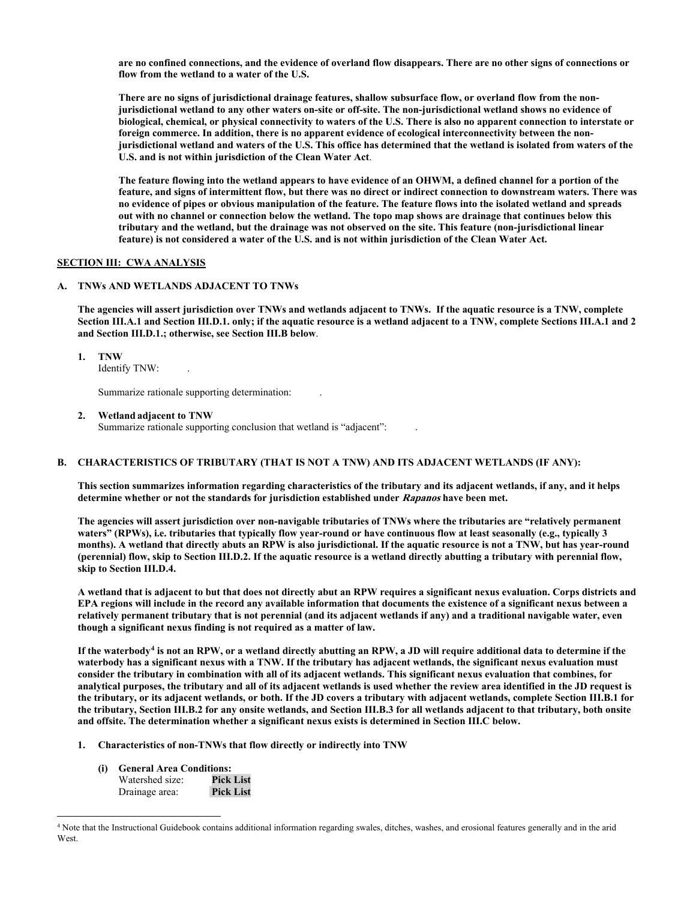**are no confined connections, and the evidence of overland flow disappears. There are no other signs of connections or flow from the wetland to a water of the U.S.**

**There are no signs of jurisdictional drainage features, shallow subsurface flow, or overland flow from the non-jurisdictional wetland to any other waters on-site or off-site. The non-jurisdictional wetland shows no evidence of biological, chemical, or physical connectivity to waters of the U.S. There is also no apparent connection to interstate or foreign commerce. In addition, there is no apparent evidence of ecological interconnectivity between the non-jurisdictional wetland and waters of the U.S. This office has determined that the wetland is isolated from waters of the U.S. and is not within jurisdiction of the Clean Water Act**.

**The feature flowing into the wetland appears to have evidence of an OHWM, a defined channel for a portion of the feature, and signs of intermittent flow, but there was no direct or indirect connection to downstream waters. There was no evidence of pipes or obvious manipulation of the feature. The feature flows into the isolated wetland and spreads out with no channel or connection below the wetland. The topo map shows are drainage that continues below this tributary and the wetland, but the drainage was not observed on the site. This feature (non-jurisdictional linear feature) is not considered a water of the U.S. and is not within jurisdiction of the Clean Water Act.**

## SECTION III: CWA ANALYSIS

### A. TNWs AND WETLANDS ADJACENT TO TNWs

**The agencies will assert jurisdiction over TNWs and wetlands adjacent to TNWs. If the aquatic resource is a TNW, complete Section III.A.1 and Section III.D.1. only; if the aquatic resource is a wetland adjacent to a TNW, complete Sections III.A.1 and 2 and Section III.D.1.; otherwise, see Section III.B below**.

1. **TNW**
   Identify TNW: .

   Summarize rationale supporting determination: .

2. **Wetland adjacent to TNW**
   Summarize rationale supporting conclusion that wetland is "adjacent": .

### B. CHARACTERISTICS OF TRIBUTARY (THAT IS NOT A TNW) AND ITS ADJACENT WETLANDS (IF ANY):

**This section summarizes information regarding characteristics of the tributary and its adjacent wetlands, if any, and it helps determine whether or not the standards for jurisdiction established under *Rapanos* have been met.**

**The agencies will assert jurisdiction over non-navigable tributaries of TNWs where the tributaries are "relatively permanent waters" (RPWs), i.e. tributaries that typically flow year-round or have continuous flow at least seasonally (e.g., typically 3 months). A wetland that directly abuts an RPW is also jurisdictional. If the aquatic resource is not a TNW, but has year-round (perennial) flow, skip to Section III.D.2. If the aquatic resource is a wetland directly abutting a tributary with perennial flow, skip to Section III.D.4.**

**A wetland that is adjacent to but that does not directly abut an RPW requires a significant nexus evaluation. Corps districts and EPA regions will include in the record any available information that documents the existence of a significant nexus between a relatively permanent tributary that is not perennial (and its adjacent wetlands if any) and a traditional navigable water, even though a significant nexus finding is not required as a matter of law.**

**If the waterbody[4] is not an RPW, or a wetland directly abutting an RPW, a JD will require additional data to determine if the waterbody has a significant nexus with a TNW. If the tributary has adjacent wetlands, the significant nexus evaluation must consider the tributary in combination with all of its adjacent wetlands. This significant nexus evaluation that combines, for analytical purposes, the tributary and all of its adjacent wetlands is used whether the review area identified in the JD request is the tributary, or its adjacent wetlands, or both. If the JD covers a tributary with adjacent wetlands, complete Section III.B.1 for the tributary, Section III.B.2 for any onsite wetlands, and Section III.B.3 for all wetlands adjacent to that tributary, both onsite and offsite. The determination whether a significant nexus exists is determined in Section III.C below.**

1. **Characteristics of non-TNWs that flow directly or indirectly into TNW**

   **(i) General Area Conditions:**
   Watershed size: **Pick List**
   Drainage area: **Pick List**

[4] Note that the Instructional Guidebook contains additional information regarding swales, ditches, washes, and erosional features generally and in the arid West.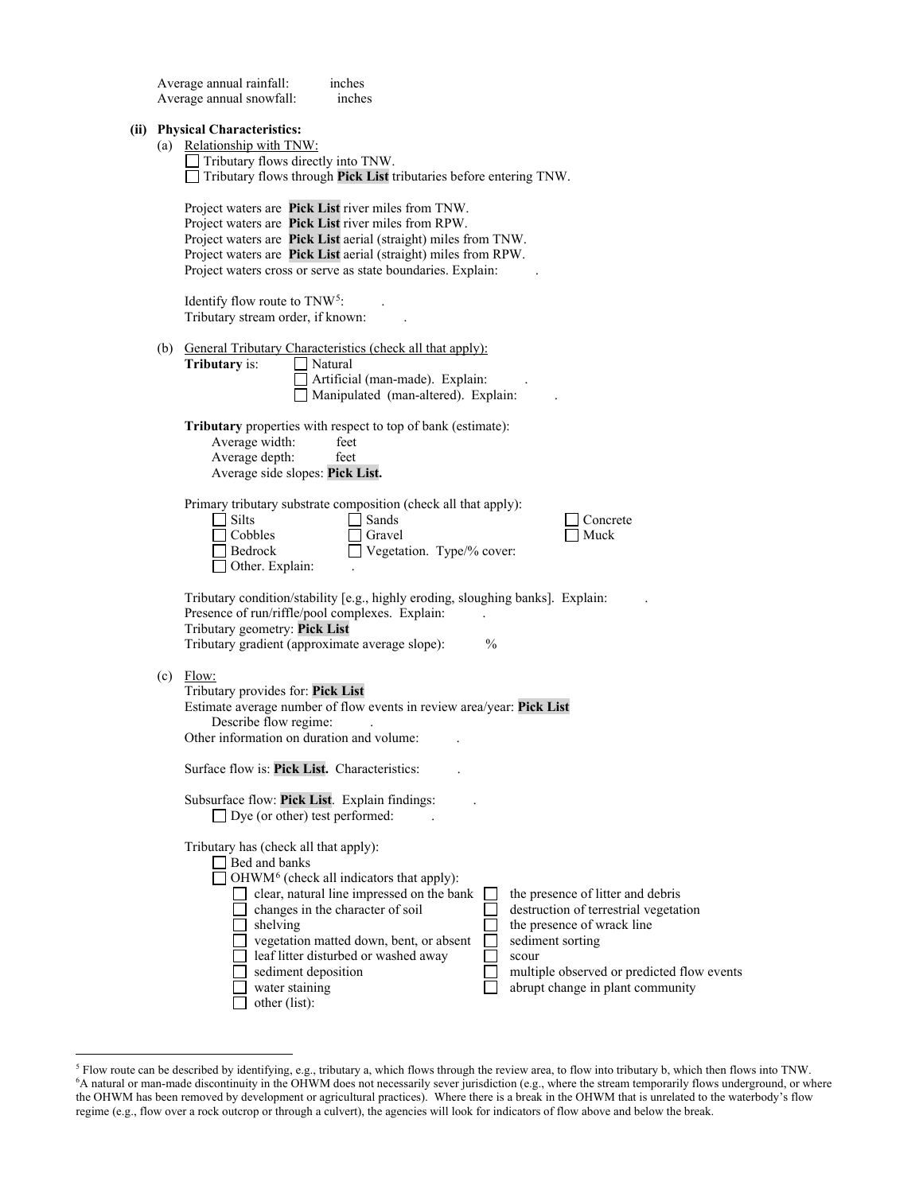Average annual rainfall: inches
Average annual snowfall: inches

**(ii) Physical Characteristics:**

(a) Relationship with TNW:

☐ Tributary flows directly into TNW.
☐ Tributary flows through **Pick List** tributaries before entering TNW.

Project waters are **Pick List** river miles from TNW.
Project waters are **Pick List** river miles from RPW.
Project waters are **Pick List** aerial (straight) miles from TNW.
Project waters are **Pick List** aerial (straight) miles from RPW.
Project waters cross or serve as state boundaries. Explain: .

Identify flow route to TNW[5]: .
Tributary stream order, if known: .

(b) General Tributary Characteristics (check all that apply):

**Tributary** is:
☐ Natural
☐ Artificial (man-made). Explain: .
☐ Manipulated (man-altered). Explain: .

**Tributary** properties with respect to top of bank (estimate):
Average width: feet
Average depth: feet
Average side slopes: **Pick List.**

Primary tributary substrate composition (check all that apply):

☐ Silts ☐ Sands ☐ Concrete
☐ Cobbles ☐ Gravel ☐ Muck
☐ Bedrock ☐ Vegetation. Type/% cover:
☐ Other. Explain: .

Tributary condition/stability [e.g., highly eroding, sloughing banks]. Explain: .
Presence of run/riffle/pool complexes. Explain: .
Tributary geometry: **Pick List**
Tributary gradient (approximate average slope): %

(c) Flow:

Tributary provides for: **Pick List**
Estimate average number of flow events in review area/year: **Pick List**
Describe flow regime: .
Other information on duration and volume: .

Surface flow is: **Pick List.** Characteristics: .

Subsurface flow: **Pick List**. Explain findings: .
☐ Dye (or other) test performed: .

Tributary has (check all that apply):
☐ Bed and banks
☐ OHWM[6] (check all indicators that apply):
☐ clear, natural line impressed on the bank
☐ changes in the character of soil
☐ shelving
☐ vegetation matted down, bent, or absent
☐ leaf litter disturbed or washed away
☐ sediment deposition
☐ water staining
☐ other (list):
☐ the presence of litter and debris
☐ destruction of terrestrial vegetation
☐ the presence of wrack line
☐ sediment sorting
☐ scour
☐ multiple observed or predicted flow events
☐ abrupt change in plant community

---

[5] Flow route can be described by identifying, e.g., tributary a, which flows through the review area, to flow into tributary b, which then flows into TNW.
[6] A natural or man-made discontinuity in the OHWM does not necessarily sever jurisdiction (e.g., where the stream temporarily flows underground, or where the OHWM has been removed by development or agricultural practices). Where there is a break in the OHWM that is unrelated to the waterbody's flow regime (e.g., flow over a rock outcrop or through a culvert), the agencies will look for indicators of flow above and below the break.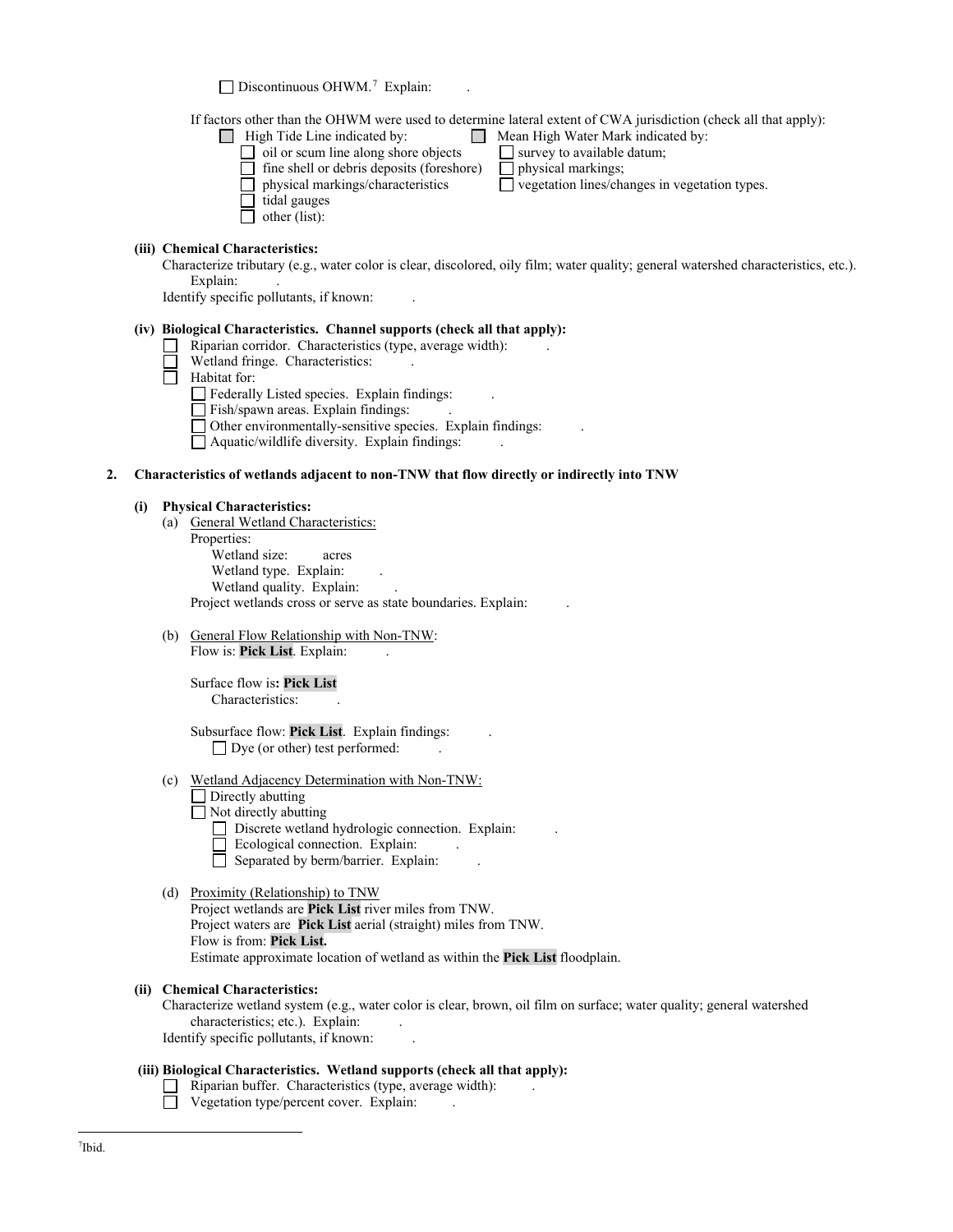☐ Discontinuous OHWM.[7] Explain: .

If factors other than the OHWM were used to determine lateral extent of CWA jurisdiction (check all that apply):

☐ High Tide Line indicated by:
- ☐ oil or scum line along shore objects
- ☐ fine shell or debris deposits (foreshore)
- ☐ physical markings/characteristics
- ☐ tidal gauges
- ☐ other (list):

☐ Mean High Water Mark indicated by:
- ☐ survey to available datum;
- ☐ physical markings;
- ☐ vegetation lines/changes in vegetation types.

**(iii) Chemical Characteristics:**

Characterize tributary (e.g., water color is clear, discolored, oily film; water quality; general watershed characteristics, etc.). Explain: .

Identify specific pollutants, if known: .

**(iv) Biological Characteristics. Channel supports (check all that apply):**

- ☐ Riparian corridor. Characteristics (type, average width): .
- ☐ Wetland fringe. Characteristics: .
- ☐ Habitat for:
  - ☐ Federally Listed species. Explain findings: .
  - ☐ Fish/spawn areas. Explain findings: .
  - ☐ Other environmentally-sensitive species. Explain findings: .
  - ☐ Aquatic/wildlife diversity. Explain findings: .

**2. Characteristics of wetlands adjacent to non-TNW that flow directly or indirectly into TNW**

**(i) Physical Characteristics:**

(a) General Wetland Characteristics:

Properties:

Wetland size: acres

Wetland type. Explain: .

Wetland quality. Explain: .

Project wetlands cross or serve as state boundaries. Explain: .

(b) General Flow Relationship with Non-TNW:

Flow is: **Pick List**. Explain: .

Surface flow is**: Pick List**

Characteristics: .

Subsurface flow: **Pick List**. Explain findings: .

☐ Dye (or other) test performed: .

(c) Wetland Adjacency Determination with Non-TNW:

- ☐ Directly abutting
- ☐ Not directly abutting
  - ☐ Discrete wetland hydrologic connection. Explain: .
  - ☐ Ecological connection. Explain: .
  - ☐ Separated by berm/barrier. Explain: .

(d) Proximity (Relationship) to TNW

Project wetlands are **Pick List** river miles from TNW.

Project waters are **Pick List** aerial (straight) miles from TNW.

Flow is from: **Pick List.**

Estimate approximate location of wetland as within the **Pick List** floodplain.

**(ii) Chemical Characteristics:**

Characterize wetland system (e.g., water color is clear, brown, oil film on surface; water quality; general watershed characteristics; etc.). Explain: .

Identify specific pollutants, if known: .

**(iii) Biological Characteristics. Wetland supports (check all that apply):**

- ☐ Riparian buffer. Characteristics (type, average width): .
- ☐ Vegetation type/percent cover. Explain: .

---

[7]Ibid.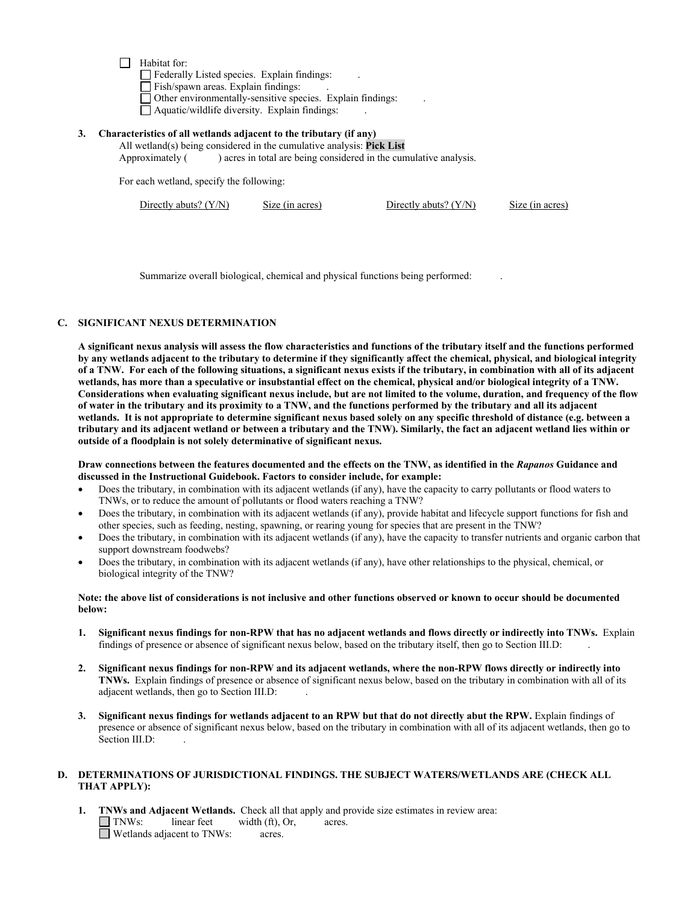☐ Habitat for:
  - ☐ Federally Listed species. Explain findings: .
  - ☐ Fish/spawn areas. Explain findings: .
  - ☐ Other environmentally-sensitive species. Explain findings: .
  - ☐ Aquatic/wildlife diversity. Explain findings: .

**3. Characteristics of all wetlands adjacent to the tributary (if any)**

All wetland(s) being considered in the cumulative analysis: **Pick List**

Approximately ( ) acres in total are being considered in the cumulative analysis.

For each wetland, specify the following:

| Directly abuts? (Y/N) | Size (in acres) | Directly abuts? (Y/N) | Size (in acres) |
|---|---|---|---|

Summarize overall biological, chemical and physical functions being performed: .

### C. SIGNIFICANT NEXUS DETERMINATION

**A significant nexus analysis will assess the flow characteristics and functions of the tributary itself and the functions performed by any wetlands adjacent to the tributary to determine if they significantly affect the chemical, physical, and biological integrity of a TNW. For each of the following situations, a significant nexus exists if the tributary, in combination with all of its adjacent wetlands, has more than a speculative or insubstantial effect on the chemical, physical and/or biological integrity of a TNW. Considerations when evaluating significant nexus include, but are not limited to the volume, duration, and frequency of the flow of water in the tributary and its proximity to a TNW, and the functions performed by the tributary and all its adjacent wetlands. It is not appropriate to determine significant nexus based solely on any specific threshold of distance (e.g. between a tributary and its adjacent wetland or between a tributary and the TNW). Similarly, the fact an adjacent wetland lies within or outside of a floodplain is not solely determinative of significant nexus.**

**Draw connections between the features documented and the effects on the TNW, as identified in the *Rapanos* Guidance and discussed in the Instructional Guidebook. Factors to consider include, for example:**

- Does the tributary, in combination with its adjacent wetlands (if any), have the capacity to carry pollutants or flood waters to TNWs, or to reduce the amount of pollutants or flood waters reaching a TNW?
- Does the tributary, in combination with its adjacent wetlands (if any), provide habitat and lifecycle support functions for fish and other species, such as feeding, nesting, spawning, or rearing young for species that are present in the TNW?
- Does the tributary, in combination with its adjacent wetlands (if any), have the capacity to transfer nutrients and organic carbon that support downstream foodwebs?
- Does the tributary, in combination with its adjacent wetlands (if any), have other relationships to the physical, chemical, or biological integrity of the TNW?

**Note: the above list of considerations is not inclusive and other functions observed or known to occur should be documented below:**

1. **Significant nexus findings for non-RPW that has no adjacent wetlands and flows directly or indirectly into TNWs.** Explain findings of presence or absence of significant nexus below, based on the tributary itself, then go to Section III.D: .

2. **Significant nexus findings for non-RPW and its adjacent wetlands, where the non-RPW flows directly or indirectly into TNWs.** Explain findings of presence or absence of significant nexus below, based on the tributary in combination with all of its adjacent wetlands, then go to Section III.D: .

3. **Significant nexus findings for wetlands adjacent to an RPW but that do not directly abut the RPW.** Explain findings of presence or absence of significant nexus below, based on the tributary in combination with all of its adjacent wetlands, then go to Section III.D: .

### D. DETERMINATIONS OF JURISDICTIONAL FINDINGS. THE SUBJECT WATERS/WETLANDS ARE (CHECK ALL THAT APPLY):

1. **TNWs and Adjacent Wetlands.** Check all that apply and provide size estimates in review area:
   - ☐ TNWs: linear feet width (ft), Or, acres.
   - ☐ Wetlands adjacent to TNWs: acres.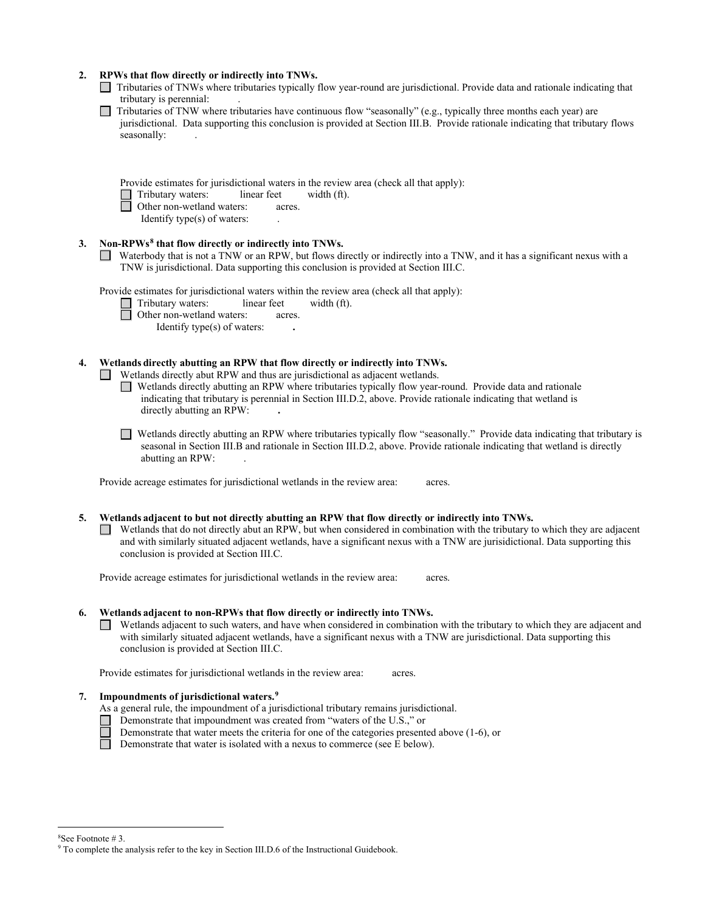**2. RPWs that flow directly or indirectly into TNWs.**

☐ Tributaries of TNWs where tributaries typically flow year-round are jurisdictional. Provide data and rationale indicating that tributary is perennial: .

☐ Tributaries of TNW where tributaries have continuous flow "seasonally" (e.g., typically three months each year) are jurisdictional. Data supporting this conclusion is provided at Section III.B. Provide rationale indicating that tributary flows seasonally: .

Provide estimates for jurisdictional waters in the review area (check all that apply):

☐ Tributary waters: linear feet width (ft).

☐ Other non-wetland waters: acres.

Identify type(s) of waters: .

**3. Non-RPWs[8] that flow directly or indirectly into TNWs.**

☐ Waterbody that is not a TNW or an RPW, but flows directly or indirectly into a TNW, and it has a significant nexus with a TNW is jurisdictional. Data supporting this conclusion is provided at Section III.C.

Provide estimates for jurisdictional waters within the review area (check all that apply):

☐ Tributary waters: linear feet width (ft).

☐ Other non-wetland waters: acres.

Identify type(s) of waters: **.**

**4. Wetlands directly abutting an RPW that flow directly or indirectly into TNWs.**

☐ Wetlands directly abut RPW and thus are jurisdictional as adjacent wetlands.

☐ Wetlands directly abutting an RPW where tributaries typically flow year-round. Provide data and rationale indicating that tributary is perennial in Section III.D.2, above. Provide rationale indicating that wetland is directly abutting an RPW: **.**

☐ Wetlands directly abutting an RPW where tributaries typically flow "seasonally." Provide data indicating that tributary is seasonal in Section III.B and rationale in Section III.D.2, above. Provide rationale indicating that wetland is directly abutting an RPW: .

Provide acreage estimates for jurisdictional wetlands in the review area: acres.

**5. Wetlands adjacent to but not directly abutting an RPW that flow directly or indirectly into TNWs.**

☐ Wetlands that do not directly abut an RPW, but when considered in combination with the tributary to which they are adjacent and with similarly situated adjacent wetlands, have a significant nexus with a TNW are jurisidictional. Data supporting this conclusion is provided at Section III.C.

Provide acreage estimates for jurisdictional wetlands in the review area: acres.

**6. Wetlands adjacent to non-RPWs that flow directly or indirectly into TNWs.**

☐ Wetlands adjacent to such waters, and have when considered in combination with the tributary to which they are adjacent and with similarly situated adjacent wetlands, have a significant nexus with a TNW are jurisdictional. Data supporting this conclusion is provided at Section III.C.

Provide estimates for jurisdictional wetlands in the review area: acres.

**7. Impoundments of jurisdictional waters.[9]**

As a general rule, the impoundment of a jurisdictional tributary remains jurisdictional.

☐ Demonstrate that impoundment was created from "waters of the U.S.," or

☐ Demonstrate that water meets the criteria for one of the categories presented above (1-6), or

☐ Demonstrate that water is isolated with a nexus to commerce (see E below).

---

[8]See Footnote # 3.

[9] To complete the analysis refer to the key in Section III.D.6 of the Instructional Guidebook.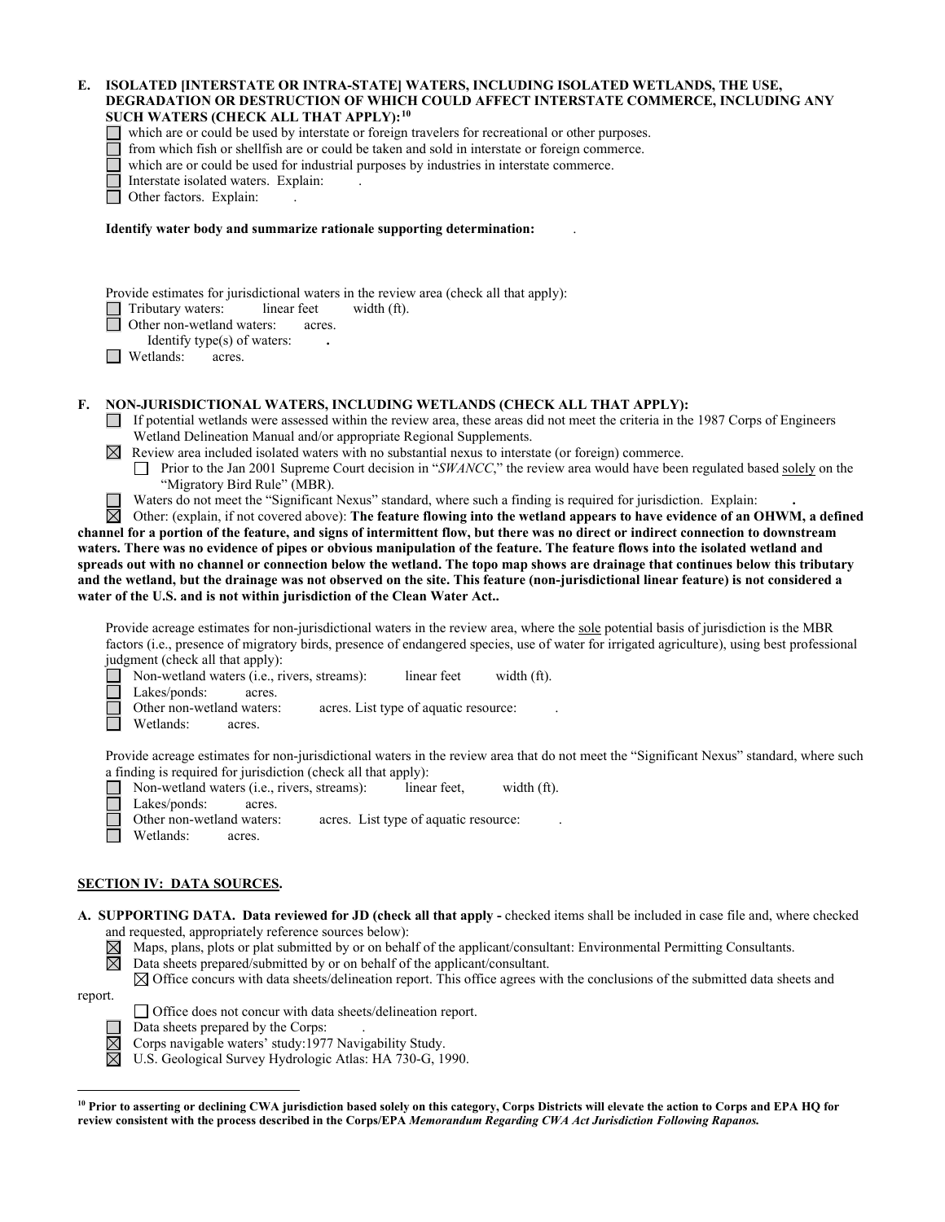**E. ISOLATED [INTERSTATE OR INTRA-STATE] WATERS, INCLUDING ISOLATED WETLANDS, THE USE, DEGRADATION OR DESTRUCTION OF WHICH COULD AFFECT INTERSTATE COMMERCE, INCLUDING ANY SUCH WATERS (CHECK ALL THAT APPLY):**[10]

- ☐ which are or could be used by interstate or foreign travelers for recreational or other purposes.
- ☐ from which fish or shellfish are or could be taken and sold in interstate or foreign commerce.
- ☐ which are or could be used for industrial purposes by industries in interstate commerce.
- ☐ Interstate isolated waters. Explain: .
- ☐ Other factors. Explain: .

**Identify water body and summarize rationale supporting determination:** .

Provide estimates for jurisdictional waters in the review area (check all that apply):

- ☐ Tributary waters: linear feet width (ft).
- ☐ Other non-wetland waters: acres.
  - Identify type(s) of waters: **.**
- ☐ Wetlands: acres.

**F. NON-JURISDICTIONAL WATERS, INCLUDING WETLANDS (CHECK ALL THAT APPLY):**

- ☐ If potential wetlands were assessed within the review area, these areas did not meet the criteria in the 1987 Corps of Engineers Wetland Delineation Manual and/or appropriate Regional Supplements.
- ☒ Review area included isolated waters with no substantial nexus to interstate (or foreign) commerce.
  - ☐ Prior to the Jan 2001 Supreme Court decision in "*SWANCC*," the review area would have been regulated based solely on the "Migratory Bird Rule" (MBR).
- ☐ Waters do not meet the "Significant Nexus" standard, where such a finding is required for jurisdiction. Explain: **.**
- ☒ Other: (explain, if not covered above): **The feature flowing into the wetland appears to have evidence of an OHWM, a defined channel for a portion of the feature, and signs of intermittent flow, but there was no direct or indirect connection to downstream waters. There was no evidence of pipes or obvious manipulation of the feature. The feature flows into the isolated wetland and spreads out with no channel or connection below the wetland. The topo map shows are drainage that continues below this tributary and the wetland, but the drainage was not observed on the site. This feature (non-jurisdictional linear feature) is not considered a water of the U.S. and is not within jurisdiction of the Clean Water Act..**

Provide acreage estimates for non-jurisdictional waters in the review area, where the sole potential basis of jurisdiction is the MBR factors (i.e., presence of migratory birds, presence of endangered species, use of water for irrigated agriculture), using best professional judgment (check all that apply):

- ☐ Non-wetland waters (i.e., rivers, streams): linear feet width (ft).
- ☐ Lakes/ponds: acres.
- ☐ Other non-wetland waters: acres. List type of aquatic resource: .
- ☐ Wetlands: acres.

Provide acreage estimates for non-jurisdictional waters in the review area that do not meet the "Significant Nexus" standard, where such a finding is required for jurisdiction (check all that apply):

- ☐ Non-wetland waters (i.e., rivers, streams): linear feet, width (ft).
- ☐ Lakes/ponds: acres.
- ☐ Other non-wetland waters: acres. List type of aquatic resource: .
- ☐ Wetlands: acres.

## SECTION IV: DATA SOURCES.

**A. SUPPORTING DATA. Data reviewed for JD (check all that apply -** checked items shall be included in case file and, where checked and requested, appropriately reference sources below):

- ☒ Maps, plans, plots or plat submitted by or on behalf of the applicant/consultant: Environmental Permitting Consultants.
- ☒ Data sheets prepared/submitted by or on behalf of the applicant/consultant.
  - ☒ Office concurs with data sheets/delineation report. This office agrees with the conclusions of the submitted data sheets and report.
  - ☐ Office does not concur with data sheets/delineation report.
- ☐ Data sheets prepared by the Corps: .
- ☒ Corps navigable waters' study:1977 Navigability Study.
- ☒ U.S. Geological Survey Hydrologic Atlas: HA 730-G, 1990.

---

[10] **Prior to asserting or declining CWA jurisdiction based solely on this category, Corps Districts will elevate the action to Corps and EPA HQ for review consistent with the process described in the Corps/EPA *Memorandum Regarding CWA Act Jurisdiction Following Rapanos.***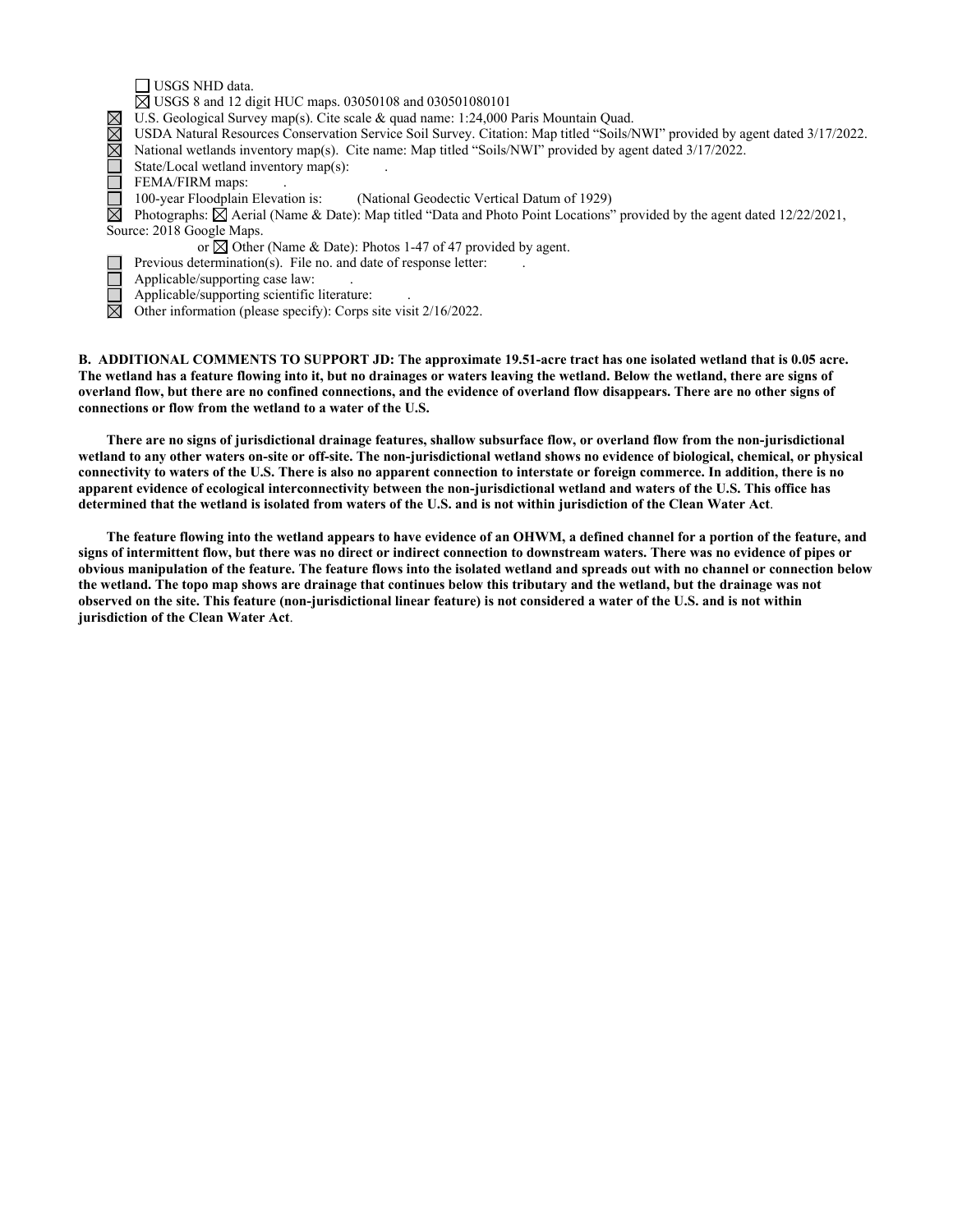- ☐ USGS NHD data.
- ☒ USGS 8 and 12 digit HUC maps. 03050108 and 030501080101
- ☒ U.S. Geological Survey map(s). Cite scale & quad name: 1:24,000 Paris Mountain Quad.
- ☒ USDA Natural Resources Conservation Service Soil Survey. Citation: Map titled "Soils/NWI" provided by agent dated 3/17/2022.
- ☒ National wetlands inventory map(s). Cite name: Map titled "Soils/NWI" provided by agent dated 3/17/2022.
- ☐ State/Local wetland inventory map(s): .
- ☐ FEMA/FIRM maps: .
- ☐ 100-year Floodplain Elevation is: (National Geodectic Vertical Datum of 1929)
- ☒ Photographs: ☒ Aerial (Name & Date): Map titled "Data and Photo Point Locations" provided by the agent dated 12/22/2021, Source: 2018 Google Maps.
  
  or ☒ Other (Name & Date): Photos 1-47 of 47 provided by agent.
- ☐ Previous determination(s). File no. and date of response letter: .
- ☐ Applicable/supporting case law: .
- ☐ Applicable/supporting scientific literature: .
- ☒ Other information (please specify): Corps site visit 2/16/2022.

**B. ADDITIONAL COMMENTS TO SUPPORT JD: The approximate 19.51-acre tract has one isolated wetland that is 0.05 acre. The wetland has a feature flowing into it, but no drainages or waters leaving the wetland. Below the wetland, there are signs of overland flow, but there are no confined connections, and the evidence of overland flow disappears. There are no other signs of connections or flow from the wetland to a water of the U.S.**

**There are no signs of jurisdictional drainage features, shallow subsurface flow, or overland flow from the non-jurisdictional wetland to any other waters on-site or off-site. The non-jurisdictional wetland shows no evidence of biological, chemical, or physical connectivity to waters of the U.S. There is also no apparent connection to interstate or foreign commerce. In addition, there is no apparent evidence of ecological interconnectivity between the non-jurisdictional wetland and waters of the U.S. This office has determined that the wetland is isolated from waters of the U.S. and is not within jurisdiction of the Clean Water Act**.

**The feature flowing into the wetland appears to have evidence of an OHWM, a defined channel for a portion of the feature, and signs of intermittent flow, but there was no direct or indirect connection to downstream waters. There was no evidence of pipes or obvious manipulation of the feature. The feature flows into the isolated wetland and spreads out with no channel or connection below the wetland. The topo map shows are drainage that continues below this tributary and the wetland, but the drainage was not observed on the site. This feature (non-jurisdictional linear feature) is not considered a water of the U.S. and is not within jurisdiction of the Clean Water Act**.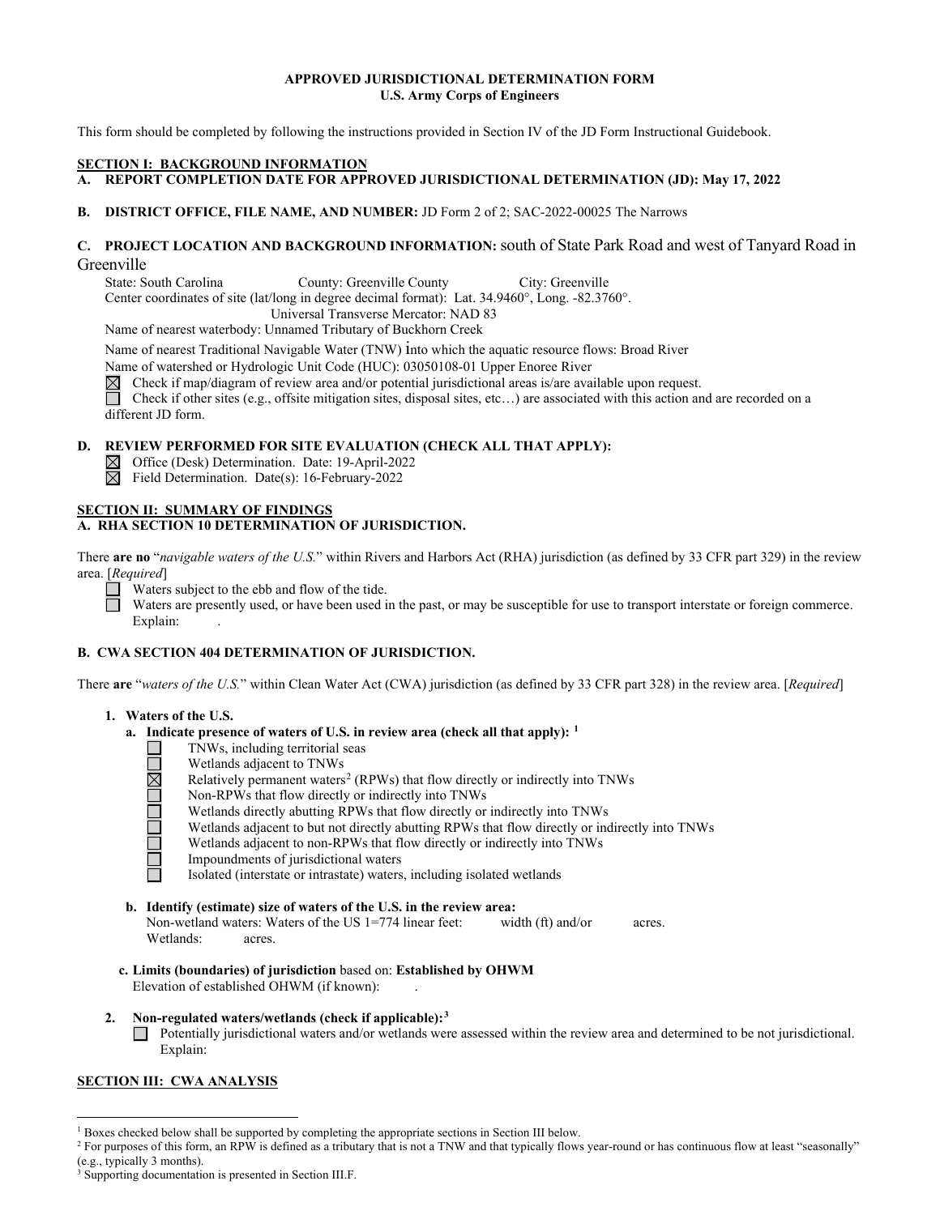**APPROVED JURISDICTIONAL DETERMINATION FORM**
**U.S. Army Corps of Engineers**

This form should be completed by following the instructions provided in Section IV of the JD Form Instructional Guidebook.

## SECTION I: BACKGROUND INFORMATION

**A. REPORT COMPLETION DATE FOR APPROVED JURISDICTIONAL DETERMINATION (JD): May 17, 2022**

**B. DISTRICT OFFICE, FILE NAME, AND NUMBER:** JD Form 2 of 2; SAC-2022-00025 The Narrows

**C. PROJECT LOCATION AND BACKGROUND INFORMATION:** south of State Park Road and west of Tanyard Road in Greenville

State: South Carolina County: Greenville County City: Greenville
Center coordinates of site (lat/long in degree decimal format): Lat. 34.9460°, Long. -82.3760°.
Universal Transverse Mercator: NAD 83
Name of nearest waterbody: Unnamed Tributary of Buckhorn Creek
Name of nearest Traditional Navigable Water (TNW) into which the aquatic resource flows: Broad River
Name of watershed or Hydrologic Unit Code (HUC): 03050108-01 Upper Enoree River

☒ Check if map/diagram of review area and/or potential jurisdictional areas is/are available upon request.
☐ Check if other sites (e.g., offsite mitigation sites, disposal sites, etc…) are associated with this action and are recorded on a different JD form.

**D. REVIEW PERFORMED FOR SITE EVALUATION (CHECK ALL THAT APPLY):**

☒ Office (Desk) Determination. Date: 19-April-2022
☒ Field Determination. Date(s): 16-February-2022

## SECTION II: SUMMARY OF FINDINGS

**A. RHA SECTION 10 DETERMINATION OF JURISDICTION.**

There **are no** "*navigable waters of the U.S.*" within Rivers and Harbors Act (RHA) jurisdiction (as defined by 33 CFR part 329) in the review area. [*Required*]

☐ Waters subject to the ebb and flow of the tide.
☐ Waters are presently used, or have been used in the past, or may be susceptible for use to transport interstate or foreign commerce. Explain: .

**B. CWA SECTION 404 DETERMINATION OF JURISDICTION.**

There **are** "*waters of the U.S.*" within Clean Water Act (CWA) jurisdiction (as defined by 33 CFR part 328) in the review area. [*Required*]

**1. Waters of the U.S.**

**a. Indicate presence of waters of U.S. in review area (check all that apply):** [1]

☐ TNWs, including territorial seas
☐ Wetlands adjacent to TNWs
☒ Relatively permanent waters[2] (RPWs) that flow directly or indirectly into TNWs
☐ Non-RPWs that flow directly or indirectly into TNWs
☐ Wetlands directly abutting RPWs that flow directly or indirectly into TNWs
☐ Wetlands adjacent to but not directly abutting RPWs that flow directly or indirectly into TNWs
☐ Wetlands adjacent to non-RPWs that flow directly or indirectly into TNWs
☐ Impoundments of jurisdictional waters
☐ Isolated (interstate or intrastate) waters, including isolated wetlands

**b. Identify (estimate) size of waters of the U.S. in the review area:**
Non-wetland waters: Waters of the US 1=774 linear feet: width (ft) and/or acres.
Wetlands: acres.

**c. Limits (boundaries) of jurisdiction** based on: **Established by OHWM**
Elevation of established OHWM (if known): .

**2. Non-regulated waters/wetlands (check if applicable):**[3]

☐ Potentially jurisdictional waters and/or wetlands were assessed within the review area and determined to be not jurisdictional. Explain:

## SECTION III: CWA ANALYSIS

[1] Boxes checked below shall be supported by completing the appropriate sections in Section III below.
[2] For purposes of this form, an RPW is defined as a tributary that is not a TNW and that typically flows year-round or has continuous flow at least "seasonally" (e.g., typically 3 months).
[3] Supporting documentation is presented in Section III.F.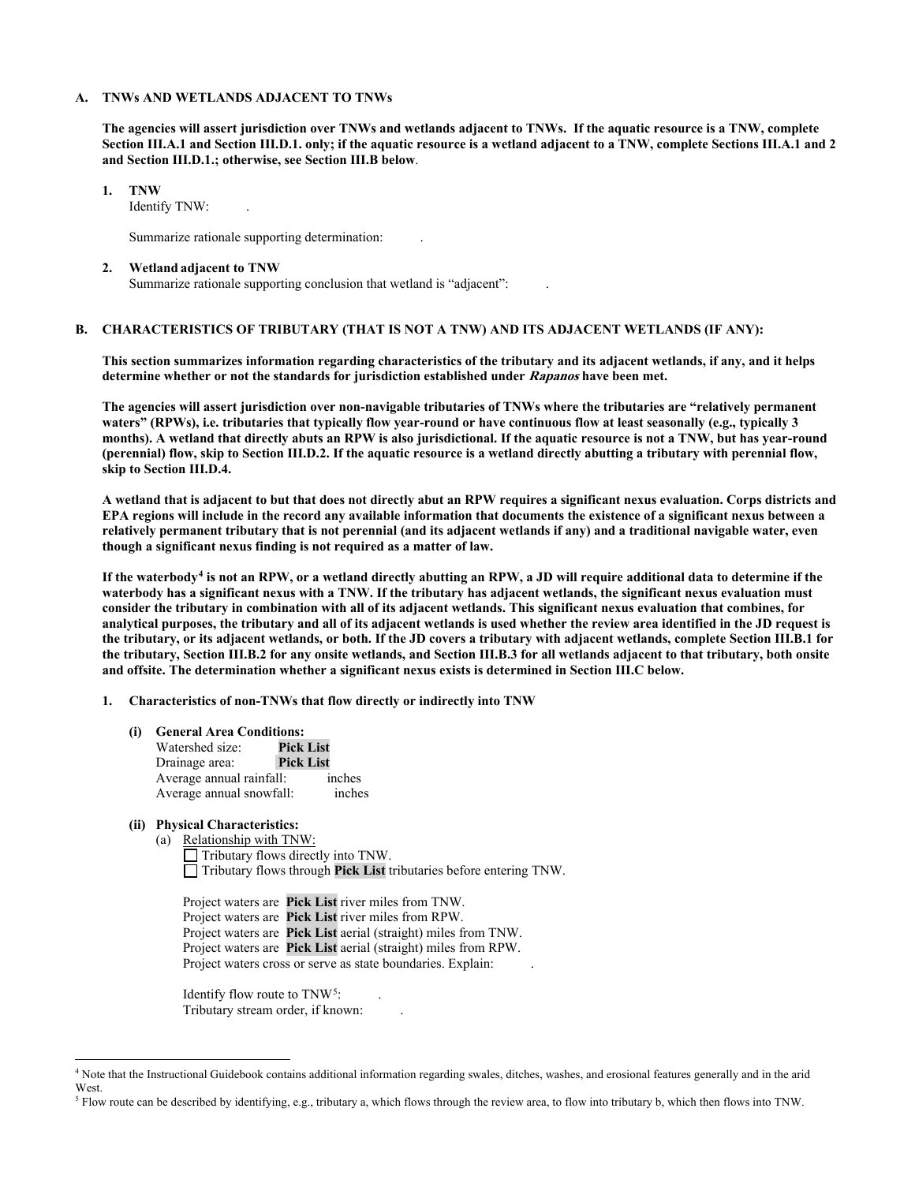## A. TNWs AND WETLANDS ADJACENT TO TNWs

**The agencies will assert jurisdiction over TNWs and wetlands adjacent to TNWs. If the aquatic resource is a TNW, complete Section III.A.1 and Section III.D.1. only; if the aquatic resource is a wetland adjacent to a TNW, complete Sections III.A.1 and 2 and Section III.D.1.; otherwise, see Section III.B below**.

**1. TNW**

Identify TNW: .

Summarize rationale supporting determination: .

**2. Wetland adjacent to TNW**

Summarize rationale supporting conclusion that wetland is "adjacent": .

## B. CHARACTERISTICS OF TRIBUTARY (THAT IS NOT A TNW) AND ITS ADJACENT WETLANDS (IF ANY):

**This section summarizes information regarding characteristics of the tributary and its adjacent wetlands, if any, and it helps determine whether or not the standards for jurisdiction established under *Rapanos* have been met.**

**The agencies will assert jurisdiction over non-navigable tributaries of TNWs where the tributaries are "relatively permanent waters" (RPWs), i.e. tributaries that typically flow year-round or have continuous flow at least seasonally (e.g., typically 3 months). A wetland that directly abuts an RPW is also jurisdictional. If the aquatic resource is not a TNW, but has year-round (perennial) flow, skip to Section III.D.2. If the aquatic resource is a wetland directly abutting a tributary with perennial flow, skip to Section III.D.4.**

**A wetland that is adjacent to but that does not directly abut an RPW requires a significant nexus evaluation. Corps districts and EPA regions will include in the record any available information that documents the existence of a significant nexus between a relatively permanent tributary that is not perennial (and its adjacent wetlands if any) and a traditional navigable water, even though a significant nexus finding is not required as a matter of law.**

**If the waterbody[4] is not an RPW, or a wetland directly abutting an RPW, a JD will require additional data to determine if the waterbody has a significant nexus with a TNW. If the tributary has adjacent wetlands, the significant nexus evaluation must consider the tributary in combination with all of its adjacent wetlands. This significant nexus evaluation that combines, for analytical purposes, the tributary and all of its adjacent wetlands is used whether the review area identified in the JD request is the tributary, or its adjacent wetlands, or both. If the JD covers a tributary with adjacent wetlands, complete Section III.B.1 for the tributary, Section III.B.2 for any onsite wetlands, and Section III.B.3 for all wetlands adjacent to that tributary, both onsite and offsite. The determination whether a significant nexus exists is determined in Section III.C below.**

**1. Characteristics of non-TNWs that flow directly or indirectly into TNW**

**(i) General Area Conditions:**

Watershed size: **Pick List**
Drainage area: **Pick List**
Average annual rainfall: inches
Average annual snowfall: inches

**(ii) Physical Characteristics:**

(a) Relationship with TNW:

☐ Tributary flows directly into TNW.
☐ Tributary flows through **Pick List** tributaries before entering TNW.

Project waters are **Pick List** river miles from TNW.
Project waters are **Pick List** river miles from RPW.
Project waters are **Pick List** aerial (straight) miles from TNW.
Project waters are **Pick List** aerial (straight) miles from RPW.
Project waters cross or serve as state boundaries. Explain: .

Identify flow route to TNW[5]: .
Tributary stream order, if known: .

---

[4] Note that the Instructional Guidebook contains additional information regarding swales, ditches, washes, and erosional features generally and in the arid West.

[5] Flow route can be described by identifying, e.g., tributary a, which flows through the review area, to flow into tributary b, which then flows into TNW.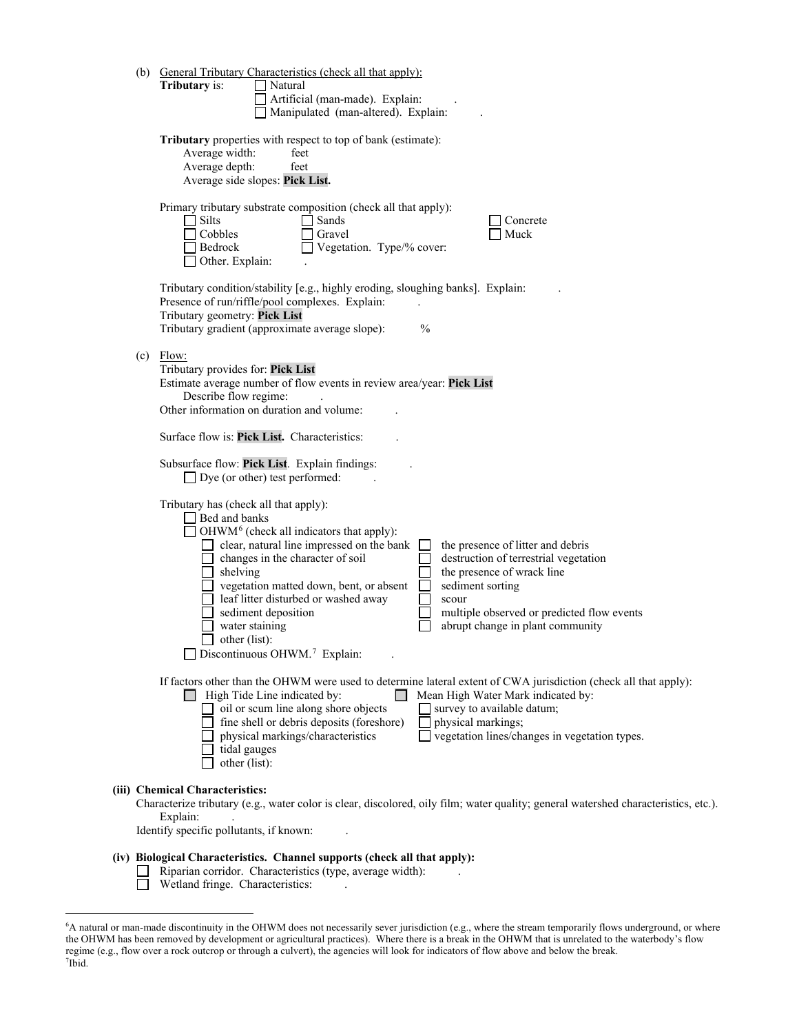(b) General Tributary Characteristics (check all that apply):

**Tributary** is:
- ☐ Natural
- ☐ Artificial (man-made). Explain: .
- ☐ Manipulated (man-altered). Explain: .

**Tributary** properties with respect to top of bank (estimate):
- Average width: feet
- Average depth: feet
- Average side slopes: **Pick List.**

Primary tributary substrate composition (check all that apply):

- ☐ Silts
- ☐ Sands
- ☐ Concrete
- ☐ Cobbles
- ☐ Gravel
- ☐ Muck
- ☐ Bedrock
- ☐ Vegetation. Type/% cover:
- ☐ Other. Explain: .

Tributary condition/stability [e.g., highly eroding, sloughing banks]. Explain: .
Presence of run/riffle/pool complexes. Explain: .
Tributary geometry: **Pick List**
Tributary gradient (approximate average slope): %

(c) Flow:

Tributary provides for: **Pick List**
Estimate average number of flow events in review area/year: **Pick List**
Describe flow regime: .
Other information on duration and volume: .

Surface flow is: **Pick List.** Characteristics: .

Subsurface flow: **Pick List**. Explain findings: .
- ☐ Dye (or other) test performed: .

Tributary has (check all that apply):
- ☐ Bed and banks
- ☐ OHWM[6] (check all indicators that apply):
  - ☐ clear, natural line impressed on the bank
  - ☐ the presence of litter and debris
  - ☐ changes in the character of soil
  - ☐ destruction of terrestrial vegetation
  - ☐ shelving
  - ☐ the presence of wrack line
  - ☐ vegetation matted down, bent, or absent
  - ☐ sediment sorting
  - ☐ leaf litter disturbed or washed away
  - ☐ scour
  - ☐ sediment deposition
  - ☐ multiple observed or predicted flow events
  - ☐ water staining
  - ☐ abrupt change in plant community
  - ☐ other (list):
- ☐ Discontinuous OHWM.[7] Explain: .

If factors other than the OHWM were used to determine lateral extent of CWA jurisdiction (check all that apply):
- ☐ High Tide Line indicated by:
  - ☐ oil or scum line along shore objects
  - ☐ fine shell or debris deposits (foreshore)
  - ☐ physical markings/characteristics
  - ☐ tidal gauges
  - ☐ other (list):
- ☐ Mean High Water Mark indicated by:
  - ☐ survey to available datum;
  - ☐ physical markings;
  - ☐ vegetation lines/changes in vegetation types.

**(iii) Chemical Characteristics:**

Characterize tributary (e.g., water color is clear, discolored, oily film; water quality; general watershed characteristics, etc.).
Explain: .
Identify specific pollutants, if known: .

**(iv) Biological Characteristics. Channel supports (check all that apply):**
- ☐ Riparian corridor. Characteristics (type, average width): .
- ☐ Wetland fringe. Characteristics: .

---

[6]A natural or man-made discontinuity in the OHWM does not necessarily sever jurisdiction (e.g., where the stream temporarily flows underground, or where the OHWM has been removed by development or agricultural practices). Where there is a break in the OHWM that is unrelated to the waterbody's flow regime (e.g., flow over a rock outcrop or through a culvert), the agencies will look for indicators of flow above and below the break.
[7]Ibid.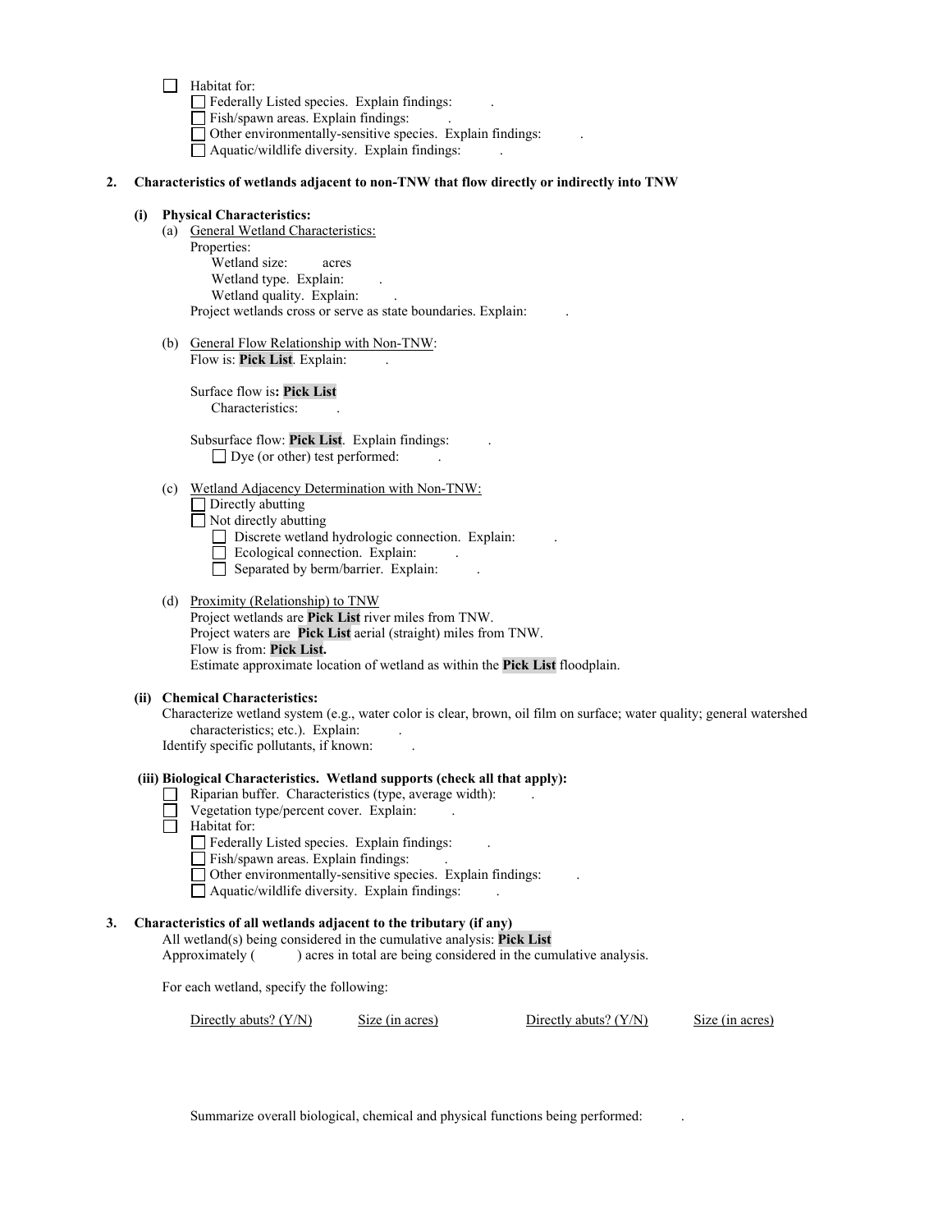☐ Habitat for:
   ☐ Federally Listed species. Explain findings: .
   ☐ Fish/spawn areas. Explain findings: .
   ☐ Other environmentally-sensitive species. Explain findings: .
   ☐ Aquatic/wildlife diversity. Explain findings: .

**2. Characteristics of wetlands adjacent to non-TNW that flow directly or indirectly into TNW**

**(i) Physical Characteristics:**

(a) General Wetland Characteristics:

Properties:

Wetland size: acres

Wetland type. Explain: .

Wetland quality. Explain: .

Project wetlands cross or serve as state boundaries. Explain: .

(b) General Flow Relationship with Non-TNW:

Flow is: **Pick List**. Explain: .

Surface flow is**: Pick List**

Characteristics: .

Subsurface flow: **Pick List**. Explain findings: .

☐ Dye (or other) test performed: .

(c) Wetland Adjacency Determination with Non-TNW:

☐ Directly abutting

☐ Not directly abutting

   ☐ Discrete wetland hydrologic connection. Explain: .
   ☐ Ecological connection. Explain: .
   ☐ Separated by berm/barrier. Explain: .

(d) Proximity (Relationship) to TNW

Project wetlands are **Pick List** river miles from TNW.

Project waters are **Pick List** aerial (straight) miles from TNW.

Flow is from: **Pick List.**

Estimate approximate location of wetland as within the **Pick List** floodplain.

**(ii) Chemical Characteristics:**

Characterize wetland system (e.g., water color is clear, brown, oil film on surface; water quality; general watershed characteristics; etc.). Explain: .

Identify specific pollutants, if known: .

**(iii) Biological Characteristics. Wetland supports (check all that apply):**

☐ Riparian buffer. Characteristics (type, average width): .

☐ Vegetation type/percent cover. Explain: .

☐ Habitat for:

   ☐ Federally Listed species. Explain findings: .
   ☐ Fish/spawn areas. Explain findings: .
   ☐ Other environmentally-sensitive species. Explain findings: .
   ☐ Aquatic/wildlife diversity. Explain findings: .

**3. Characteristics of all wetlands adjacent to the tributary (if any)**

All wetland(s) being considered in the cumulative analysis: **Pick List**

Approximately ( ) acres in total are being considered in the cumulative analysis.

For each wetland, specify the following:

| Directly abuts? (Y/N) | Size (in acres) | Directly abuts? (Y/N) | Size (in acres) |
|---|---|---|---|

Summarize overall biological, chemical and physical functions being performed: .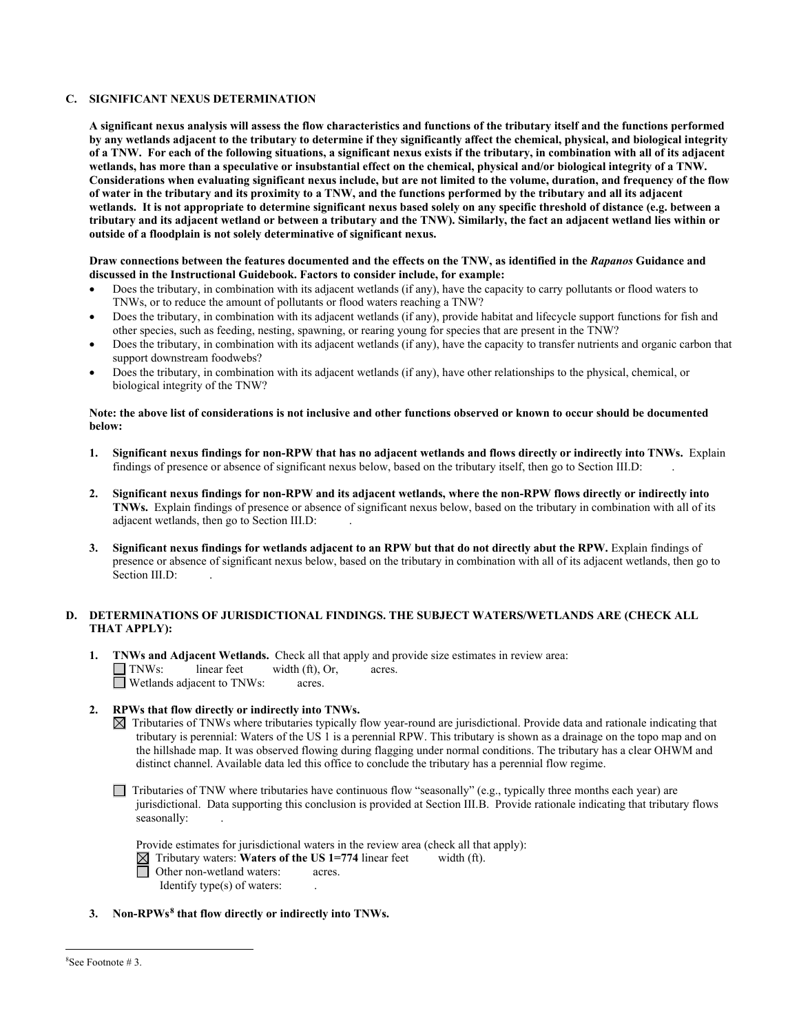### C. SIGNIFICANT NEXUS DETERMINATION

**A significant nexus analysis will assess the flow characteristics and functions of the tributary itself and the functions performed by any wetlands adjacent to the tributary to determine if they significantly affect the chemical, physical, and biological integrity of a TNW. For each of the following situations, a significant nexus exists if the tributary, in combination with all of its adjacent wetlands, has more than a speculative or insubstantial effect on the chemical, physical and/or biological integrity of a TNW. Considerations when evaluating significant nexus include, but are not limited to the volume, duration, and frequency of the flow of water in the tributary and its proximity to a TNW, and the functions performed by the tributary and all its adjacent wetlands. It is not appropriate to determine significant nexus based solely on any specific threshold of distance (e.g. between a tributary and its adjacent wetland or between a tributary and the TNW). Similarly, the fact an adjacent wetland lies within or outside of a floodplain is not solely determinative of significant nexus.**

**Draw connections between the features documented and the effects on the TNW, as identified in the *Rapanos* Guidance and discussed in the Instructional Guidebook. Factors to consider include, for example:**

- Does the tributary, in combination with its adjacent wetlands (if any), have the capacity to carry pollutants or flood waters to TNWs, or to reduce the amount of pollutants or flood waters reaching a TNW?
- Does the tributary, in combination with its adjacent wetlands (if any), provide habitat and lifecycle support functions for fish and other species, such as feeding, nesting, spawning, or rearing young for species that are present in the TNW?
- Does the tributary, in combination with its adjacent wetlands (if any), have the capacity to transfer nutrients and organic carbon that support downstream foodwebs?
- Does the tributary, in combination with its adjacent wetlands (if any), have other relationships to the physical, chemical, or biological integrity of the TNW?

**Note: the above list of considerations is not inclusive and other functions observed or known to occur should be documented below:**

1. **Significant nexus findings for non-RPW that has no adjacent wetlands and flows directly or indirectly into TNWs.** Explain findings of presence or absence of significant nexus below, based on the tributary itself, then go to Section III.D: .

2. **Significant nexus findings for non-RPW and its adjacent wetlands, where the non-RPW flows directly or indirectly into TNWs.** Explain findings of presence or absence of significant nexus below, based on the tributary in combination with all of its adjacent wetlands, then go to Section III.D: .

3. **Significant nexus findings for wetlands adjacent to an RPW but that do not directly abut the RPW.** Explain findings of presence or absence of significant nexus below, based on the tributary in combination with all of its adjacent wetlands, then go to Section III.D: .

### D. DETERMINATIONS OF JURISDICTIONAL FINDINGS. THE SUBJECT WATERS/WETLANDS ARE (CHECK ALL THAT APPLY):

1. **TNWs and Adjacent Wetlands.** Check all that apply and provide size estimates in review area:
   ☐ TNWs: linear feet width (ft), Or, acres.
   ☐ Wetlands adjacent to TNWs: acres.

2. **RPWs that flow directly or indirectly into TNWs.**
   ☒ Tributaries of TNWs where tributaries typically flow year-round are jurisdictional. Provide data and rationale indicating that tributary is perennial: Waters of the US 1 is a perennial RPW. This tributary is shown as a drainage on the topo map and on the hillshade map. It was observed flowing during flagging under normal conditions. The tributary has a clear OHWM and distinct channel. Available data led this office to conclude the tributary has a perennial flow regime.

   ☐ Tributaries of TNW where tributaries have continuous flow "seasonally" (e.g., typically three months each year) are jurisdictional. Data supporting this conclusion is provided at Section III.B. Provide rationale indicating that tributary flows seasonally: .

   Provide estimates for jurisdictional waters in the review area (check all that apply):
   ☒ Tributary waters: **Waters of the US 1=774** linear feet width (ft).
   ☐ Other non-wetland waters: acres.
   Identify type(s) of waters: .

3. **Non-RPWs[8] that flow directly or indirectly into TNWs.**

---

[8]See Footnote # 3.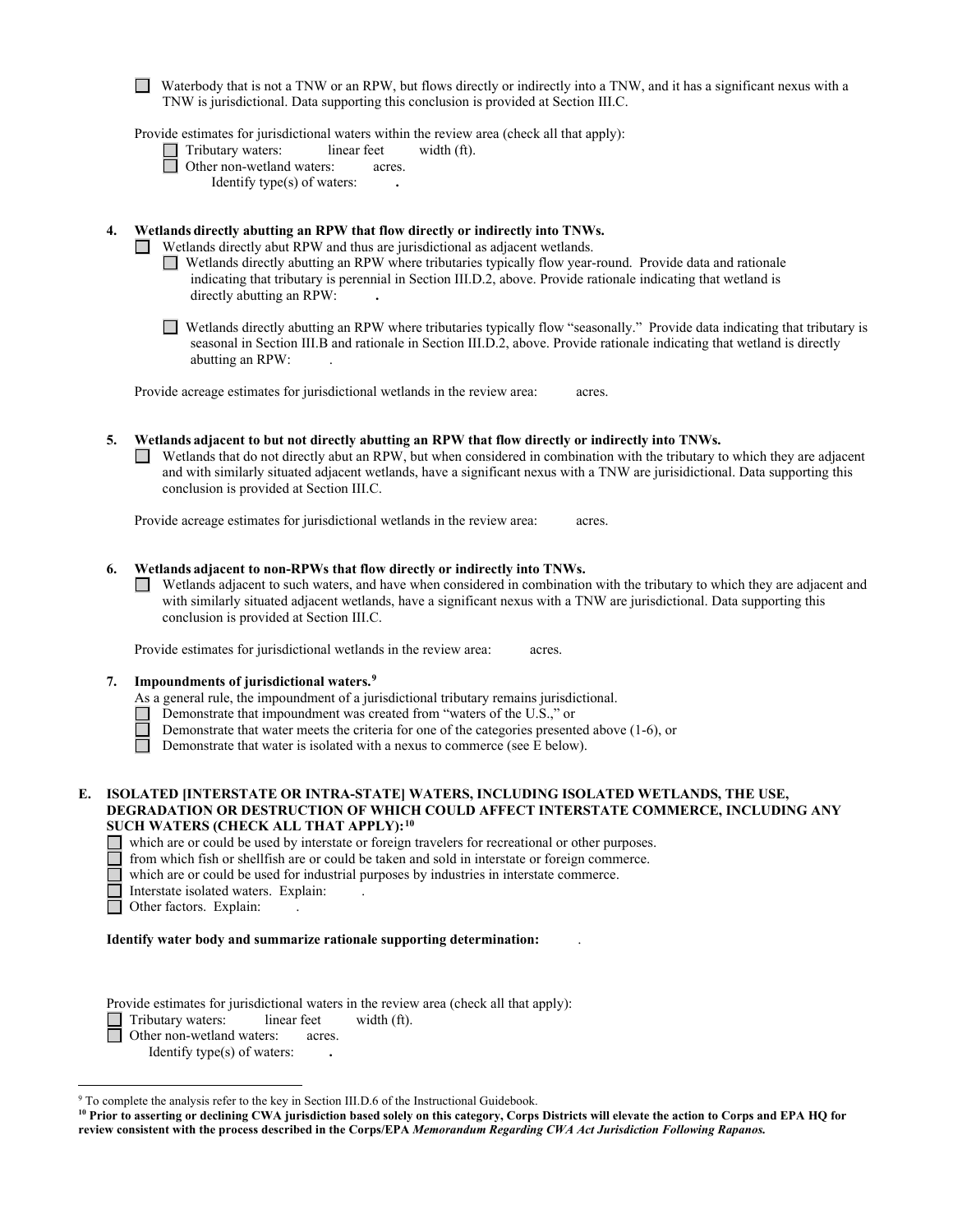☐ Waterbody that is not a TNW or an RPW, but flows directly or indirectly into a TNW, and it has a significant nexus with a TNW is jurisdictional. Data supporting this conclusion is provided at Section III.C.

Provide estimates for jurisdictional waters within the review area (check all that apply):

☐ Tributary waters: linear feet width (ft).

☐ Other non-wetland waters: acres.

Identify type(s) of waters: .

**4. Wetlands directly abutting an RPW that flow directly or indirectly into TNWs.**

☐ Wetlands directly abut RPW and thus are jurisdictional as adjacent wetlands.

☐ Wetlands directly abutting an RPW where tributaries typically flow year-round. Provide data and rationale indicating that tributary is perennial in Section III.D.2, above. Provide rationale indicating that wetland is directly abutting an RPW: .

☐ Wetlands directly abutting an RPW where tributaries typically flow "seasonally." Provide data indicating that tributary is seasonal in Section III.B and rationale in Section III.D.2, above. Provide rationale indicating that wetland is directly abutting an RPW: .

Provide acreage estimates for jurisdictional wetlands in the review area: acres.

**5. Wetlands adjacent to but not directly abutting an RPW that flow directly or indirectly into TNWs.**

☐ Wetlands that do not directly abut an RPW, but when considered in combination with the tributary to which they are adjacent and with similarly situated adjacent wetlands, have a significant nexus with a TNW are jurisidictional. Data supporting this conclusion is provided at Section III.C.

Provide acreage estimates for jurisdictional wetlands in the review area: acres.

**6. Wetlands adjacent to non-RPWs that flow directly or indirectly into TNWs.**

☐ Wetlands adjacent to such waters, and have when considered in combination with the tributary to which they are adjacent and with similarly situated adjacent wetlands, have a significant nexus with a TNW are jurisdictional. Data supporting this conclusion is provided at Section III.C.

Provide estimates for jurisdictional wetlands in the review area: acres.

**7. Impoundments of jurisdictional waters.**[9]

As a general rule, the impoundment of a jurisdictional tributary remains jurisdictional.

☐ Demonstrate that impoundment was created from "waters of the U.S.," or

☐ Demonstrate that water meets the criteria for one of the categories presented above (1-6), or

☐ Demonstrate that water is isolated with a nexus to commerce (see E below).

**E. ISOLATED [INTERSTATE OR INTRA-STATE] WATERS, INCLUDING ISOLATED WETLANDS, THE USE, DEGRADATION OR DESTRUCTION OF WHICH COULD AFFECT INTERSTATE COMMERCE, INCLUDING ANY SUCH WATERS (CHECK ALL THAT APPLY):**[10]

☐ which are or could be used by interstate or foreign travelers for recreational or other purposes.

☐ from which fish or shellfish are or could be taken and sold in interstate or foreign commerce.

☐ which are or could be used for industrial purposes by industries in interstate commerce.

☐ Interstate isolated waters. Explain: .

☐ Other factors. Explain: .

**Identify water body and summarize rationale supporting determination:** .

Provide estimates for jurisdictional waters in the review area (check all that apply):

☐ Tributary waters: linear feet width (ft).

☐ Other non-wetland waters: acres.

Identify type(s) of waters: .

---

[9] To complete the analysis refer to the key in Section III.D.6 of the Instructional Guidebook.

**[10] Prior to asserting or declining CWA jurisdiction based solely on this category, Corps Districts will elevate the action to Corps and EPA HQ for review consistent with the process described in the Corps/EPA *Memorandum Regarding CWA Act Jurisdiction Following Rapanos.***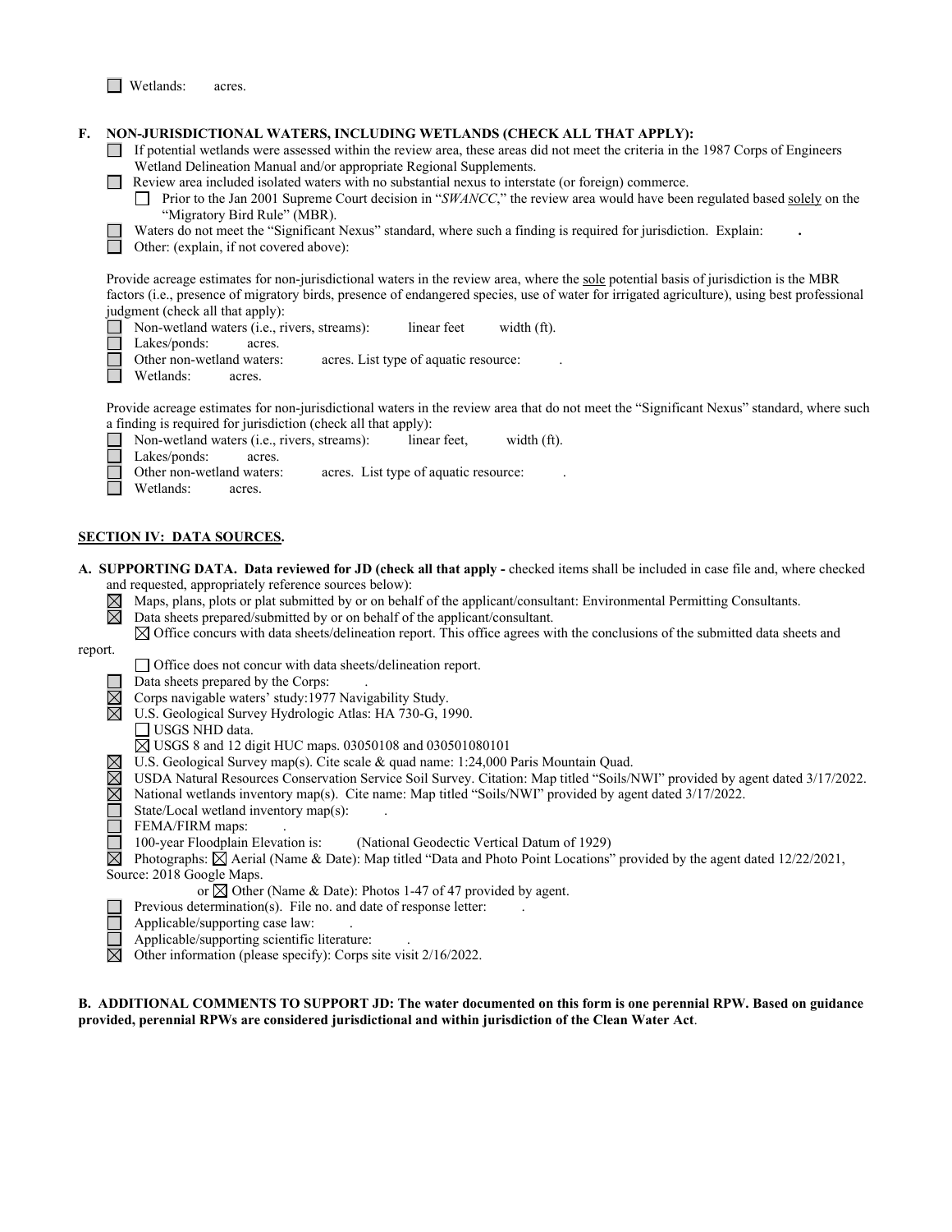☐ Wetlands: acres.

**F. NON-JURISDICTIONAL WATERS, INCLUDING WETLANDS (CHECK ALL THAT APPLY):**

☐ If potential wetlands were assessed within the review area, these areas did not meet the criteria in the 1987 Corps of Engineers Wetland Delineation Manual and/or appropriate Regional Supplements.

☐ Review area included isolated waters with no substantial nexus to interstate (or foreign) commerce.

☐ Prior to the Jan 2001 Supreme Court decision in "*SWANCC*," the review area would have been regulated based solely on the "Migratory Bird Rule" (MBR).

☐ Waters do not meet the "Significant Nexus" standard, where such a finding is required for jurisdiction. Explain: **.**

☐ Other: (explain, if not covered above):

Provide acreage estimates for non-jurisdictional waters in the review area, where the sole potential basis of jurisdiction is the MBR factors (i.e., presence of migratory birds, presence of endangered species, use of water for irrigated agriculture), using best professional judgment (check all that apply):

☐ Non-wetland waters (i.e., rivers, streams): linear feet width (ft).
☐ Lakes/ponds: acres.
☐ Other non-wetland waters: acres. List type of aquatic resource: .
☐ Wetlands: acres.

Provide acreage estimates for non-jurisdictional waters in the review area that do not meet the "Significant Nexus" standard, where such a finding is required for jurisdiction (check all that apply):

☐ Non-wetland waters (i.e., rivers, streams): linear feet, width (ft).
☐ Lakes/ponds: acres.
☐ Other non-wetland waters: acres. List type of aquatic resource: .
☐ Wetlands: acres.

## SECTION IV: DATA SOURCES.

**A. SUPPORTING DATA. Data reviewed for JD (check all that apply -** checked items shall be included in case file and, where checked and requested, appropriately reference sources below):

☒ Maps, plans, plots or plat submitted by or on behalf of the applicant/consultant: Environmental Permitting Consultants.
☒ Data sheets prepared/submitted by or on behalf of the applicant/consultant.
☒ Office concurs with data sheets/delineation report. This office agrees with the conclusions of the submitted data sheets and report.
☐ Office does not concur with data sheets/delineation report.
☐ Data sheets prepared by the Corps: .
☒ Corps navigable waters' study:1977 Navigability Study.
☒ U.S. Geological Survey Hydrologic Atlas: HA 730-G, 1990.
☐ USGS NHD data.
☒ USGS 8 and 12 digit HUC maps. 03050108 and 030501080101
☒ U.S. Geological Survey map(s). Cite scale & quad name: 1:24,000 Paris Mountain Quad.
☒ USDA Natural Resources Conservation Service Soil Survey. Citation: Map titled "Soils/NWI" provided by agent dated 3/17/2022.
☒ National wetlands inventory map(s). Cite name: Map titled "Soils/NWI" provided by agent dated 3/17/2022.
☐ State/Local wetland inventory map(s): .
☐ FEMA/FIRM maps: .
☐ 100-year Floodplain Elevation is: (National Geodectic Vertical Datum of 1929)
☒ Photographs: ☒ Aerial (Name & Date): Map titled "Data and Photo Point Locations" provided by the agent dated 12/22/2021, Source: 2018 Google Maps.
or ☒ Other (Name & Date): Photos 1-47 of 47 provided by agent.
☐ Previous determination(s). File no. and date of response letter: .
☐ Applicable/supporting case law: .
☐ Applicable/supporting scientific literature: .
☒ Other information (please specify): Corps site visit 2/16/2022.

**B. ADDITIONAL COMMENTS TO SUPPORT JD: The water documented on this form is one perennial RPW. Based on guidance provided, perennial RPWs are considered jurisdictional and within jurisdiction of the Clean Water Act**.